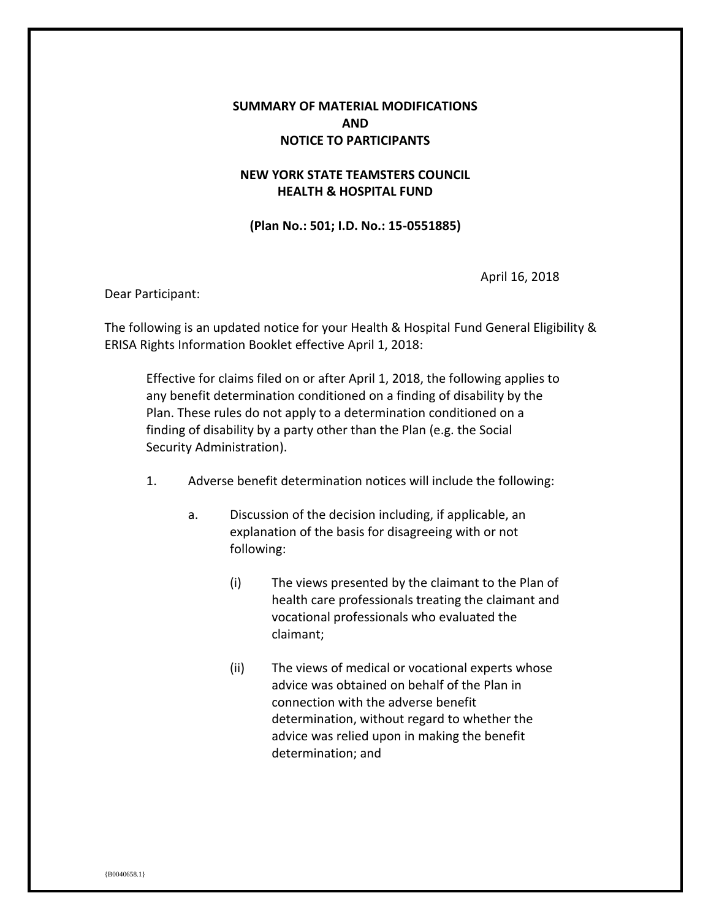# SUMMARY OF MATERIAL MODIFICATIONS AND NOTICE TO PARTICIPANTS

## NEW YORK STATE TEAMSTERS COUNCIL HEALTH & HOSPITAL FUND

**(Plan No.: 501; I.D. No.: 15-0551885)**

April 16, 2018

Dear Participant:

The following is an updated notice for your Health & Hospital Fund General Eligibility & ERISA Rights Information Booklet effective April 1, 2018:

> Effective for claims filed on or after April 1, 2018, the following applies to any benefit determination conditioned on a finding of disability by the Plan. These rules do not apply to a determination conditioned on a finding of disability by a party other than the Plan (e.g. the Social Security Administration).
>
> 1. Adverse benefit determination notices will include the following:
>
>     a. Discussion of the decision including, if applicable, an explanation of the basis for disagreeing with or not following:
>
>         (i) The views presented by the claimant to the Plan of health care professionals treating the claimant and vocational professionals who evaluated the claimant;
>
>         (ii) The views of medical or vocational experts whose advice was obtained on behalf of the Plan in connection with the adverse benefit determination, without regard to whether the advice was relied upon in making the benefit determination; and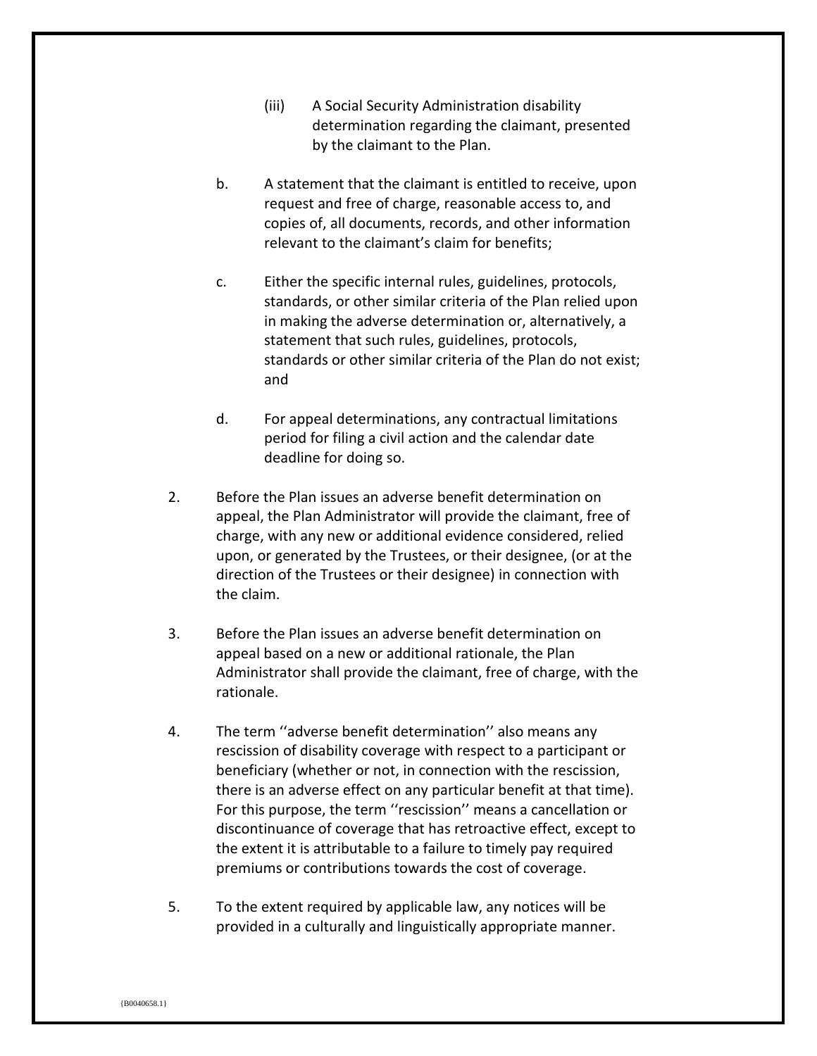(iii) A Social Security Administration disability determination regarding the claimant, presented by the claimant to the Plan.

b. A statement that the claimant is entitled to receive, upon request and free of charge, reasonable access to, and copies of, all documents, records, and other information relevant to the claimant's claim for benefits;

c. Either the specific internal rules, guidelines, protocols, standards, or other similar criteria of the Plan relied upon in making the adverse determination or, alternatively, a statement that such rules, guidelines, protocols, standards or other similar criteria of the Plan do not exist; and

d. For appeal determinations, any contractual limitations period for filing a civil action and the calendar date deadline for doing so.

2. Before the Plan issues an adverse benefit determination on appeal, the Plan Administrator will provide the claimant, free of charge, with any new or additional evidence considered, relied upon, or generated by the Trustees, or their designee, (or at the direction of the Trustees or their designee) in connection with the claim.

3. Before the Plan issues an adverse benefit determination on appeal based on a new or additional rationale, the Plan Administrator shall provide the claimant, free of charge, with the rationale.

4. The term ''adverse benefit determination'' also means any rescission of disability coverage with respect to a participant or beneficiary (whether or not, in connection with the rescission, there is an adverse effect on any particular benefit at that time). For this purpose, the term ''rescission'' means a cancellation or discontinuance of coverage that has retroactive effect, except to the extent it is attributable to a failure to timely pay required premiums or contributions towards the cost of coverage.

5. To the extent required by applicable law, any notices will be provided in a culturally and linguistically appropriate manner.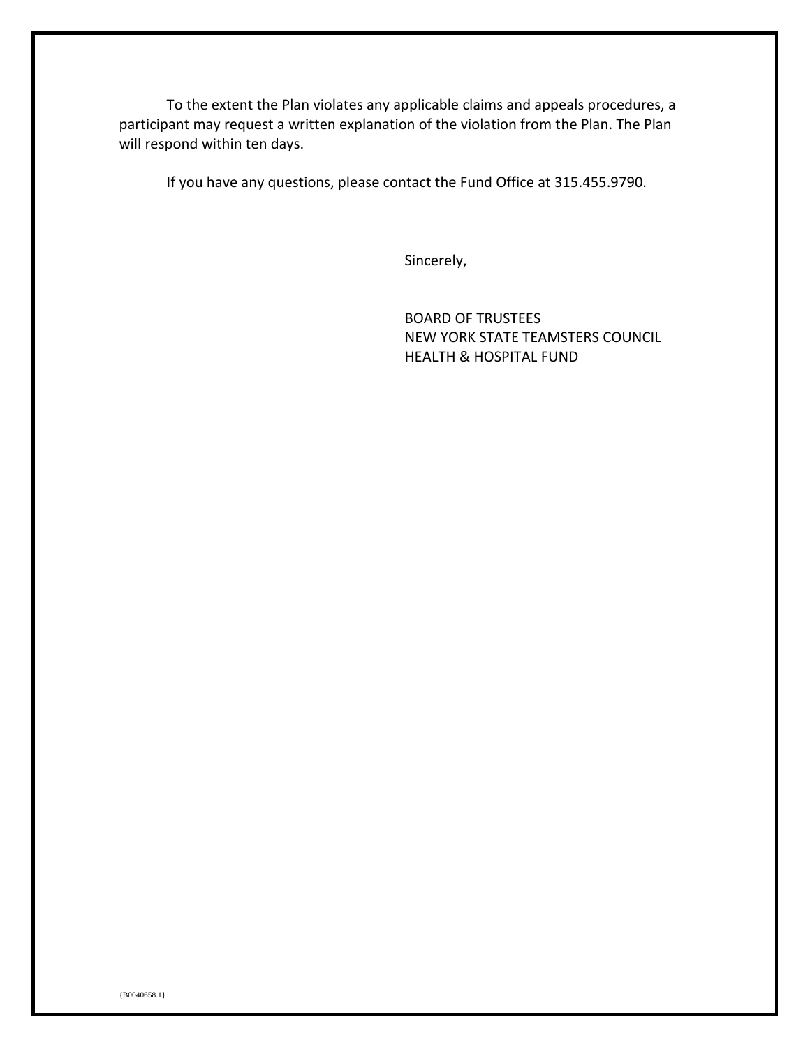To the extent the Plan violates any applicable claims and appeals procedures, a participant may request a written explanation of the violation from the Plan. The Plan will respond within ten days.

If you have any questions, please contact the Fund Office at 315.455.9790.

Sincerely,

BOARD OF TRUSTEES
NEW YORK STATE TEAMSTERS COUNCIL
HEALTH & HOSPITAL FUND

{B0040658.1}